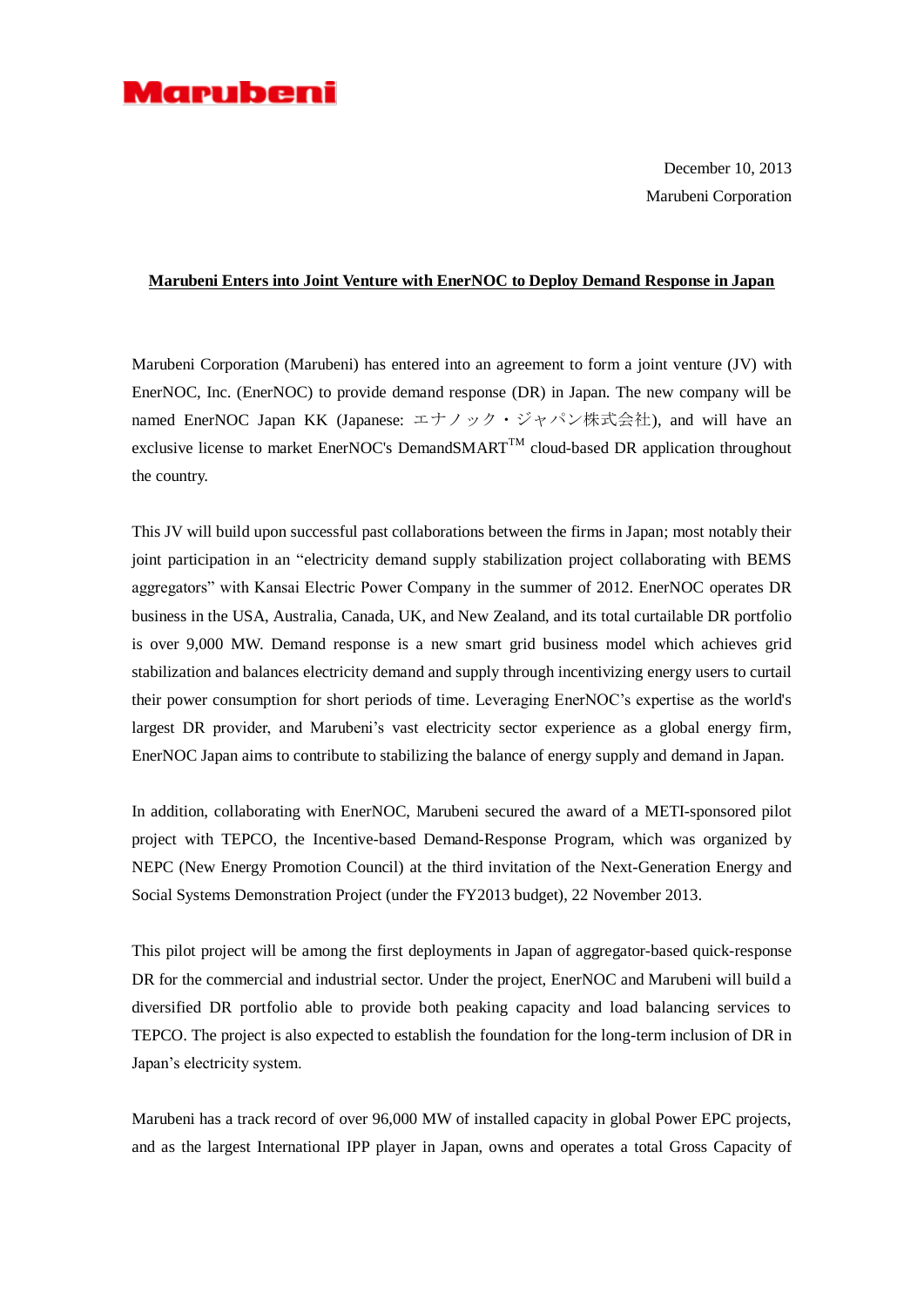**Marubeni**

December 10, 2013
Marubeni Corporation

**Marubeni Enters into Joint Venture with EnerNOC to Deploy Demand Response in Japan**

Marubeni Corporation (Marubeni) has entered into an agreement to form a joint venture (JV) with EnerNOC, Inc. (EnerNOC) to provide demand response (DR) in Japan. The new company will be named EnerNOC Japan KK (Japanese: エナノック・ジャパン株式会社), and will have an exclusive license to market EnerNOC's DemandSMART™ cloud-based DR application throughout the country.

This JV will build upon successful past collaborations between the firms in Japan; most notably their joint participation in an "electricity demand supply stabilization project collaborating with BEMS aggregators" with Kansai Electric Power Company in the summer of 2012. EnerNOC operates DR business in the USA, Australia, Canada, UK, and New Zealand, and its total curtailable DR portfolio is over 9,000 MW. Demand response is a new smart grid business model which achieves grid stabilization and balances electricity demand and supply through incentivizing energy users to curtail their power consumption for short periods of time. Leveraging EnerNOC's expertise as the world's largest DR provider, and Marubeni's vast electricity sector experience as a global energy firm, EnerNOC Japan aims to contribute to stabilizing the balance of energy supply and demand in Japan.

In addition, collaborating with EnerNOC, Marubeni secured the award of a METI-sponsored pilot project with TEPCO, the Incentive-based Demand-Response Program, which was organized by NEPC (New Energy Promotion Council) at the third invitation of the Next-Generation Energy and Social Systems Demonstration Project (under the FY2013 budget), 22 November 2013.

This pilot project will be among the first deployments in Japan of aggregator-based quick-response DR for the commercial and industrial sector. Under the project, EnerNOC and Marubeni will build a diversified DR portfolio able to provide both peaking capacity and load balancing services to TEPCO. The project is also expected to establish the foundation for the long-term inclusion of DR in Japan's electricity system.

Marubeni has a track record of over 96,000 MW of installed capacity in global Power EPC projects, and as the largest International IPP player in Japan, owns and operates a total Gross Capacity of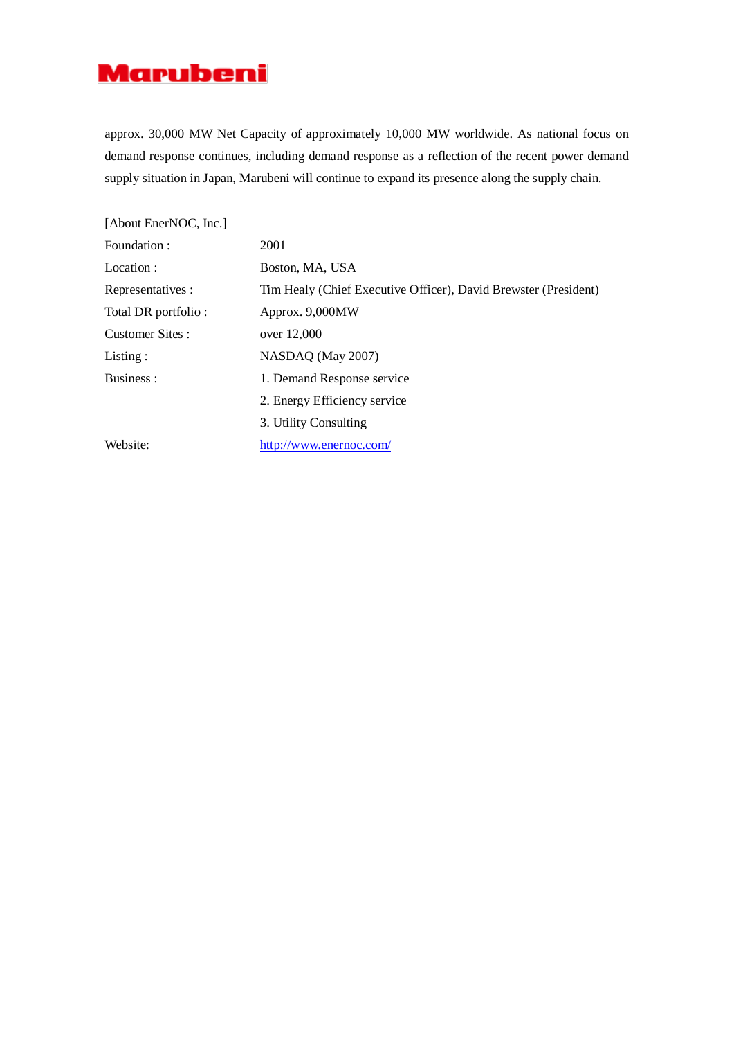approx. 30,000 MW Net Capacity of approximately 10,000 MW worldwide. As national focus on demand response continues, including demand response as a reflection of the recent power demand supply situation in Japan, Marubeni will continue to expand its presence along the supply chain.

[About EnerNOC, Inc.]

| | |
|---|---|
| Foundation : | 2001 |
| Location : | Boston, MA, USA |
| Representatives : | Tim Healy (Chief Executive Officer), David Brewster (President) |
| Total DR portfolio : | Approx. 9,000MW |
| Customer Sites : | over 12,000 |
| Listing : | NASDAQ (May 2007) |
| Business : | 1. Demand Response service |
| | 2. Energy Efficiency service |
| | 3. Utility Consulting |
| Website: | http://www.enernoc.com/ |